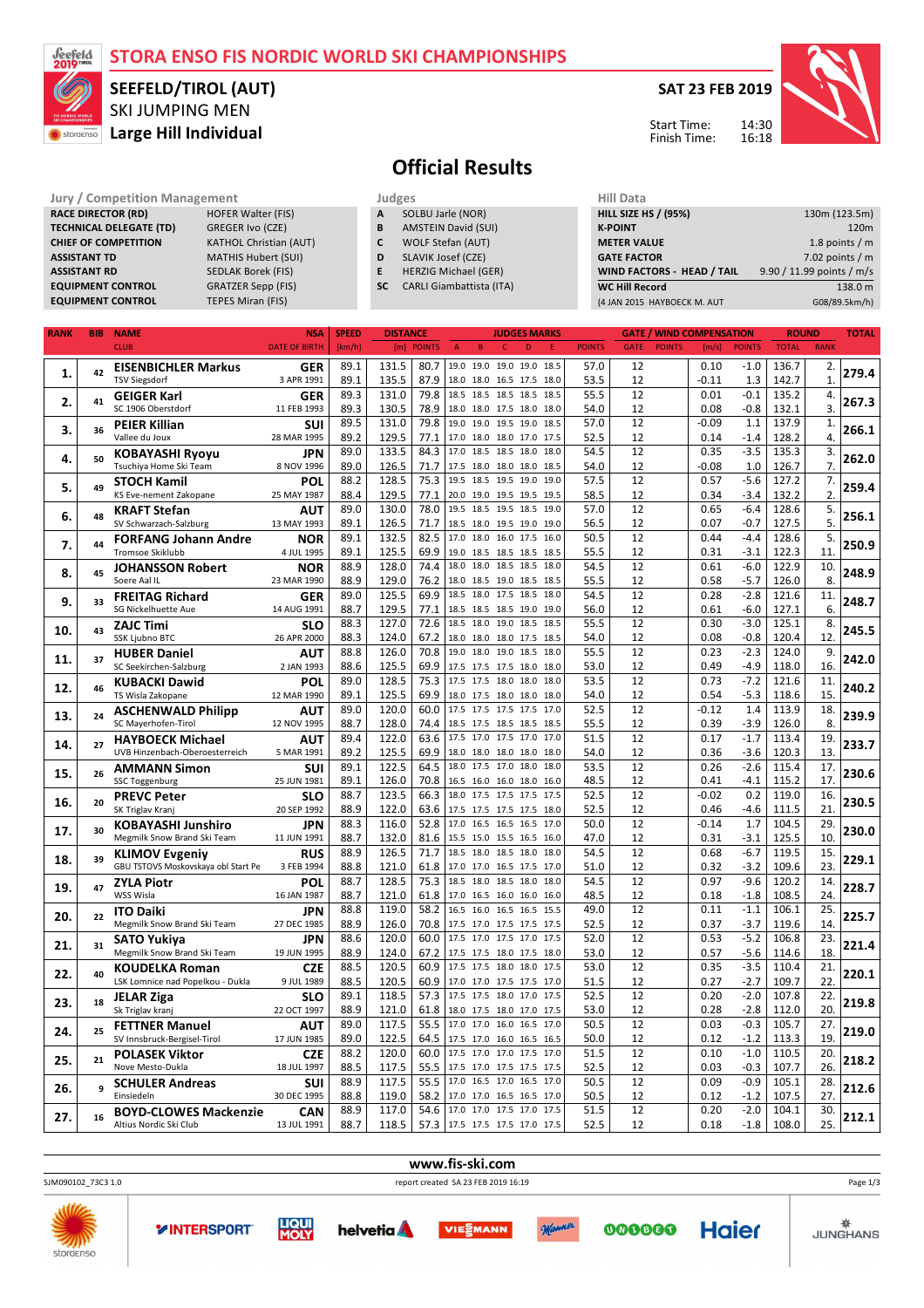# STORA ENSO FIS NORDIC WORLD SKI CHAMPIONSHIPS

## SEEFELD/TIROL (AUT)

SKI JUMPING MEN

**Large Hill Individual**

**SAT 23 FEB 2019**

Start Time: 14:30
Finish Time: 16:18

# Official Results

| Jury / Competition Management | |
|---|---|
| RACE DIRECTOR (RD) | HOFER Walter (FIS) |
| TECHNICAL DELEGATE (TD) | GREGER Ivo (CZE) |
| CHIEF OF COMPETITION | KATHOL Christian (AUT) |
| ASSISTANT TD | MATHIS Hubert (SUI) |
| ASSISTANT RD | SEDLAK Borek (FIS) |
| EQUIPMENT CONTROL | GRATZER Sepp (FIS) |
| EQUIPMENT CONTROL | TEPES Miran (FIS) |

| Judges | |
|---|---|
| A | SOLBU Jarle (NOR) |
| B | AMSTEIN David (SUI) |
| C | WOLF Stefan (AUT) |
| D | SLAVIK Josef (CZE) |
| E | HERZIG Michael (GER) |
| SC | CARLI Giambattista (ITA) |

| Hill Data | |
|---|---|
| HILL SIZE HS / (95%) | 130m (123.5m) |
| K-POINT | 120m |
| METER VALUE | 1.8 points / m |
| GATE FACTOR | 7.02 points / m |
| WIND FACTORS - HEAD / TAIL | 9.90 / 11.99 points / m/s |
| WC Hill Record | 138.0 m |
| (4 JAN 2015 HAYBOECK M. AUT | G08/89.5km/h) |

| RANK | BIB | NAME / CLUB | NSA / DATE OF BIRTH | SPEED [km/h] | DISTANCE [m] | DISTANCE POINTS | A | B | C | D | E | JUDGES POINTS | GATE | GATE POINTS | WIND [m/s] | WIND POINTS | ROUND TOTAL | ROUND RANK | TOTAL |
|---|---|---|---|---|---|---|---|---|---|---|---|---|---|---|---|---|---|---|---|
| 1. | 42 | EISENBICHLER Markus | GER | 89.1 | 131.5 | 80.7 | 19.0 | 19.0 | 19.0 | 19.0 | 18.5 | 57.0 | 12 | | 0.10 | -1.0 | 136.7 | 2. | 279.4 |
| | | TSV Siegsdorf | 3 APR 1991 | 89.1 | 135.5 | 87.9 | 18.0 | 18.0 | 16.5 | 17.5 | 18.0 | 53.5 | 12 | | -0.11 | 1.3 | 142.7 | 1. | |
| 2. | 41 | GEIGER Karl | GER | 89.3 | 131.0 | 79.8 | 18.5 | 18.5 | 18.5 | 18.5 | 18.5 | 55.5 | 12 | | 0.01 | -0.1 | 135.2 | 4. | 267.3 |
| | | SC 1906 Oberstdorf | 11 FEB 1993 | 89.3 | 130.5 | 78.9 | 18.0 | 18.0 | 17.5 | 18.0 | 18.0 | 54.0 | 12 | | 0.08 | -0.8 | 132.1 | 3. | |
| 3. | 36 | PEIER Killian | SUI | 89.5 | 131.0 | 79.8 | 19.0 | 19.0 | 19.5 | 19.0 | 18.5 | 57.0 | 12 | | -0.09 | 1.1 | 137.9 | 1. | 266.1 |
| | | Vallee du Joux | 28 MAR 1995 | 89.2 | 129.5 | 77.1 | 17.0 | 18.0 | 18.0 | 17.0 | 17.5 | 52.5 | 12 | | 0.14 | -1.4 | 128.2 | 4. | |
| 4. | 50 | KOBAYASHI Ryoyu | JPN | 89.0 | 133.5 | 84.3 | 17.0 | 18.5 | 18.5 | 18.0 | 18.0 | 54.5 | 12 | | 0.35 | -3.5 | 135.3 | 3. | 262.0 |
| | | Tsuchiya Home Ski Team | 8 NOV 1996 | 89.0 | 126.5 | 71.7 | 17.5 | 18.0 | 18.0 | 18.0 | 18.5 | 54.0 | 12 | | -0.08 | 1.0 | 126.7 | 7. | |
| 5. | 49 | STOCH Kamil | POL | 88.2 | 128.5 | 75.3 | 19.5 | 18.5 | 19.5 | 19.0 | 19.0 | 57.5 | 12 | | 0.57 | -5.6 | 127.2 | 7. | 259.4 |
| | | KS Eve-nement Zakopane | 25 MAY 1987 | 88.4 | 129.5 | 77.1 | 20.0 | 19.0 | 19.5 | 19.5 | 19.5 | 58.5 | 12 | | 0.34 | -3.4 | 132.2 | 2. | |
| 6. | 48 | KRAFT Stefan | AUT | 89.0 | 130.0 | 78.0 | 19.5 | 18.5 | 19.5 | 18.5 | 19.0 | 57.0 | 12 | | 0.65 | -6.4 | 128.6 | 5. | 256.1 |
| | | SV Schwarzach-Salzburg | 13 MAY 1993 | 89.1 | 126.5 | 71.7 | 18.5 | 18.0 | 19.5 | 19.0 | 19.0 | 56.5 | 12 | | 0.07 | -0.7 | 127.5 | 5. | |
| 7. | 44 | FORFANG Johann Andre | NOR | 89.1 | 132.5 | 82.5 | 17.0 | 18.0 | 16.0 | 17.5 | 16.0 | 50.5 | 12 | | 0.44 | -4.4 | 128.6 | 5. | 250.9 |
| | | Tromsoe Skiklubb | 4 JUL 1995 | 89.1 | 125.5 | 69.9 | 19.0 | 18.5 | 18.5 | 18.5 | 18.5 | 55.5 | 12 | | 0.31 | -3.1 | 122.3 | 11. | |
| 8. | 45 | JOHANSSON Robert | NOR | 88.9 | 128.0 | 74.4 | 18.0 | 18.0 | 18.5 | 18.5 | 18.0 | 54.5 | 12 | | 0.61 | -6.0 | 122.9 | 10. | 248.9 |
| | | Soere Aal IL | 23 MAR 1990 | 88.9 | 129.0 | 76.2 | 18.0 | 18.5 | 19.0 | 18.5 | 18.5 | 55.5 | 12 | | 0.58 | -5.7 | 126.0 | 8. | |
| 9. | 33 | FREITAG Richard | GER | 89.0 | 125.5 | 69.9 | 18.5 | 18.0 | 17.5 | 18.5 | 18.0 | 54.5 | 12 | | 0.28 | -2.8 | 121.6 | 11. | 248.7 |
| | | SG Nickelhuette Aue | 14 AUG 1991 | 88.7 | 129.5 | 77.1 | 18.5 | 18.5 | 18.5 | 19.0 | 19.0 | 56.0 | 12 | | 0.61 | -6.0 | 127.1 | 6. | |
| 10. | 43 | ZAJC Timi | SLO | 88.3 | 127.0 | 72.6 | 18.5 | 18.0 | 19.0 | 18.5 | 18.5 | 55.5 | 12 | | 0.30 | -3.0 | 125.1 | 8. | 245.5 |
| | | SSK Ljubno BTC | 26 APR 2000 | 88.3 | 124.0 | 67.2 | 18.0 | 18.0 | 18.0 | 17.5 | 18.5 | 54.0 | 12 | | 0.08 | -0.8 | 120.4 | 12. | |
| 11. | 37 | HUBER Daniel | AUT | 88.8 | 126.0 | 70.8 | 19.0 | 18.0 | 19.0 | 18.5 | 18.0 | 55.5 | 12 | | 0.23 | -2.3 | 124.0 | 9. | 242.0 |
| | | SC Seekirchen-Salzburg | 2 JAN 1993 | 88.6 | 125.5 | 69.9 | 17.5 | 17.5 | 17.5 | 18.0 | 18.0 | 53.0 | 12 | | 0.49 | -4.9 | 118.0 | 16. | |
| 12. | 46 | KUBACKI Dawid | POL | 89.0 | 128.5 | 75.3 | 17.5 | 17.5 | 18.0 | 18.0 | 18.0 | 53.5 | 12 | | 0.73 | -7.2 | 121.6 | 11. | 240.2 |
| | | TS Wisla Zakopane | 12 MAR 1990 | 89.1 | 125.5 | 69.9 | 18.0 | 17.5 | 18.0 | 18.0 | 18.0 | 54.0 | 12 | | 0.54 | -5.3 | 118.6 | 15. | |
| 13. | 24 | ASCHENWALD Philipp | AUT | 89.0 | 120.0 | 60.0 | 17.5 | 17.5 | 17.5 | 17.5 | 17.0 | 52.5 | 12 | | -0.12 | 1.4 | 113.9 | 18. | 239.9 |
| | | SC Mayerhofen-Tirol | 12 NOV 1995 | 88.7 | 128.0 | 74.4 | 18.5 | 17.5 | 18.5 | 18.5 | 18.5 | 55.5 | 12 | | 0.39 | -3.9 | 126.0 | 8. | |
| 14. | 27 | HAYBOECK Michael | AUT | 89.4 | 122.0 | 63.6 | 17.5 | 17.0 | 17.5 | 17.0 | 17.0 | 51.5 | 12 | | 0.17 | -1.7 | 113.4 | 19. | 233.7 |
| | | UVB Hinzenbach-Oberoesterreich | 5 MAR 1991 | 89.2 | 125.5 | 69.9 | 18.0 | 18.0 | 18.0 | 18.0 | 18.0 | 54.0 | 12 | | 0.36 | -3.6 | 120.3 | 13. | |
| 15. | 26 | AMMANN Simon | SUI | 89.1 | 122.5 | 64.5 | 18.0 | 17.5 | 17.0 | 18.0 | 18.0 | 53.5 | 12 | | 0.26 | -2.6 | 115.4 | 17. | 230.6 |
| | | SSC Toggenburg | 25 JUN 1981 | 89.1 | 126.0 | 70.8 | 16.5 | 16.0 | 16.0 | 18.0 | 16.0 | 48.5 | 12 | | 0.41 | -4.1 | 115.2 | 17. | |
| 16. | 20 | PREVC Peter | SLO | 88.7 | 123.5 | 66.3 | 18.0 | 17.5 | 17.5 | 17.5 | 17.5 | 52.5 | 12 | | -0.02 | 0.2 | 119.0 | 16. | 230.5 |
| | | SK Triglav Kranj | 20 SEP 1992 | 88.9 | 122.0 | 63.6 | 17.5 | 17.5 | 17.5 | 17.5 | 18.0 | 52.5 | 12 | | 0.46 | -4.6 | 111.5 | 21. | |
| 17. | 30 | KOBAYASHI Junshiro | JPN | 88.3 | 116.0 | 52.8 | 17.0 | 16.5 | 16.5 | 16.5 | 17.0 | 50.0 | 12 | | -0.14 | 1.7 | 104.5 | 29. | 230.0 |
| | | Megmilk Snow Brand Ski Team | 11 JUN 1991 | 88.7 | 132.0 | 81.6 | 15.5 | 15.0 | 15.5 | 16.5 | 16.0 | 47.0 | 12 | | 0.31 | -3.1 | 125.5 | 10. | |
| 18. | 39 | KLIMOV Evgeniy | RUS | 88.9 | 126.5 | 71.7 | 18.5 | 18.0 | 18.5 | 18.0 | 18.0 | 54.5 | 12 | | 0.68 | -6.7 | 119.5 | 15. | 229.1 |
| | | GBU TSTOVS Moskovskaya obl Start Pe | 3 FEB 1994 | 88.8 | 121.0 | 61.8 | 17.0 | 17.0 | 16.5 | 17.5 | 17.0 | 51.0 | 12 | | 0.32 | -3.2 | 109.6 | 23. | |
| 19. | 47 | ZYLA Piotr | POL | 88.7 | 128.5 | 75.3 | 18.5 | 18.0 | 18.5 | 18.0 | 18.0 | 54.5 | 12 | | 0.97 | -9.6 | 120.2 | 14. | 228.7 |
| | | WSS Wisla | 16 JAN 1987 | 88.7 | 121.0 | 61.8 | 17.0 | 16.5 | 16.0 | 16.0 | 16.0 | 48.5 | 12 | | 0.18 | -1.8 | 108.5 | 24. | |
| 20. | 22 | ITO Daiki | JPN | 88.8 | 119.0 | 58.2 | 16.5 | 16.0 | 16.5 | 16.5 | 16.0 | 49.0 | 12 | | 0.11 | -1.1 | 106.1 | 25. | 225.7 |
| | | Megmilk Snow Brand Ski Team | 27 DEC 1985 | 88.9 | 126.0 | 70.8 | 17.5 | 17.0 | 17.5 | 17.5 | 17.5 | 52.5 | 12 | | 0.37 | -3.7 | 119.6 | 14. | |
| 21. | 31 | SATO Yukiya | JPN | 88.6 | 120.0 | 60.0 | 17.5 | 17.0 | 17.5 | 17.0 | 17.5 | 52.0 | 12 | | 0.53 | -5.2 | 106.8 | 23. | 221.4 |
| | | Megmilk Snow Brand Ski Team | 19 JUN 1995 | 88.9 | 124.0 | 67.2 | 17.5 | 17.5 | 18.0 | 17.5 | 18.0 | 53.0 | 12 | | 0.57 | -5.6 | 114.6 | 18. | |
| 22. | 40 | KOUDELKA Roman | CZE | 88.5 | 120.5 | 60.9 | 17.5 | 17.5 | 18.0 | 18.0 | 17.5 | 53.0 | 12 | | 0.35 | -3.5 | 110.4 | 21. | 220.1 |
| | | LSK Lomnice nad Popelkou - Dukla | 9 JUL 1989 | 88.5 | 120.5 | 60.9 | 17.0 | 17.0 | 16.5 | 17.5 | 18.0 | 51.5 | 12 | | 0.27 | -2.7 | 109.7 | 22. | |
| 23. | 18 | JELAR Ziga | SLO | 89.1 | 118.5 | 57.3 | 17.5 | 17.5 | 18.0 | 17.0 | 17.5 | 52.5 | 12 | | 0.20 | -2.0 | 107.8 | 22. | 219.8 |
| | | Sk Triglav kranj | 22 OCT 1997 | 88.9 | 121.0 | 61.8 | 18.0 | 17.5 | 18.0 | 17.0 | 17.5 | 53.0 | 12 | | 0.28 | -2.8 | 112.0 | 20. | |
| 24. | 25 | FETTNER Manuel | AUT | 89.0 | 117.5 | 55.5 | 17.0 | 17.0 | 16.0 | 16.5 | 17.0 | 50.5 | 12 | | 0.03 | -0.3 | 105.7 | 27. | 219.0 |
| | | SV Innsbruck-Bergisel-Tirol | 17 JUN 1985 | 89.0 | 122.5 | 64.5 | 17.5 | 17.0 | 16.0 | 16.5 | 16.5 | 50.0 | 12 | | 0.12 | -1.2 | 113.3 | 19. | |
| 25. | 21 | POLASEK Viktor | CZE | 88.2 | 120.0 | 60.0 | 17.5 | 17.0 | 17.0 | 17.5 | 17.0 | 51.5 | 12 | | 0.10 | -1.0 | 110.5 | 20. | 218.2 |
| | | Nove Mesto-Dukla | 18 JUL 1997 | 88.5 | 117.5 | 55.5 | 17.5 | 17.5 | 17.5 | 17.5 | 17.5 | 52.5 | 12 | | 0.03 | -0.3 | 107.7 | 26. | |
| 26. | 9 | SCHULER Andreas | SUI | 88.9 | 117.5 | 55.5 | 17.0 | 16.5 | 17.0 | 16.5 | 17.0 | 50.5 | 12 | | 0.09 | -0.9 | 105.1 | 28. | 212.6 |
| | | Einsiedeln | 30 DEC 1995 | 88.8 | 119.0 | 58.2 | 17.0 | 17.0 | 16.5 | 16.5 | 17.0 | 50.5 | 12 | | 0.12 | -1.2 | 107.5 | 27. | |
| 27. | 16 | BOYD-CLOWES Mackenzie | CAN | 88.9 | 117.0 | 54.6 | 17.0 | 17.0 | 17.5 | 17.0 | 17.5 | 51.5 | 12 | | 0.20 | -2.0 | 104.1 | 30. | 212.1 |
| | | Altius Nordic Ski Club | 13 JUL 1991 | 88.7 | 118.5 | 57.3 | 17.5 | 17.5 | 17.5 | 17.0 | 17.5 | 52.5 | 12 | | 0.18 | -1.8 | 108.0 | 25. | |

www.fis-ski.com

SJM090102_73C3 1.0 report created SA 23 FEB 2019 16:19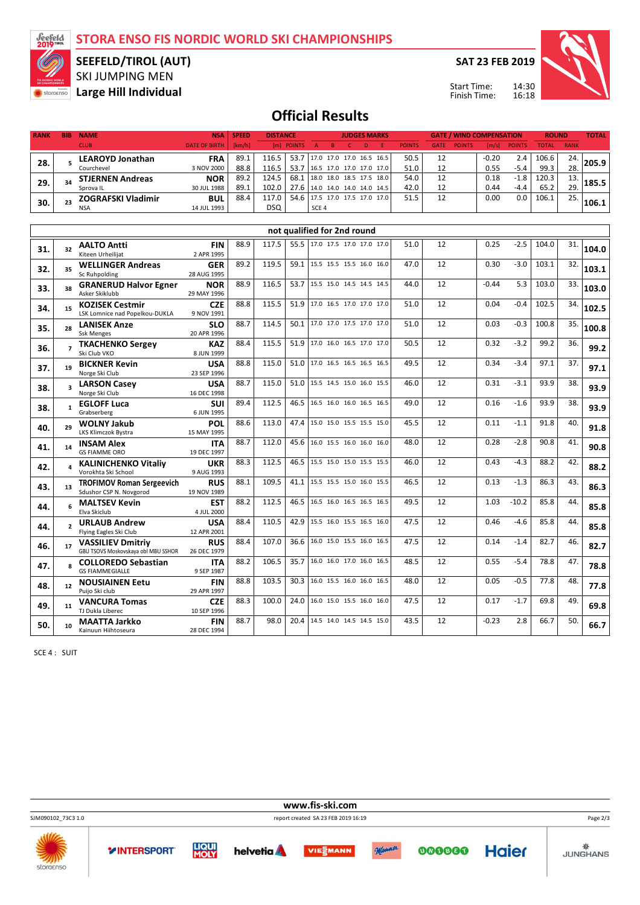# STORA ENSO FIS NORDIC WORLD SKI CHAMPIONSHIPS

**SEEFELD/TIROL (AUT)**
SKI JUMPING MEN
**Large Hill Individual**

**SAT 23 FEB 2019**

Start Time: 14:30
Finish Time: 16:18

## Official Results

| RANK | BIB | NAME / CLUB | NSA / DATE OF BIRTH | SPEED [km/h] | DISTANCE [m] | DISTANCE POINTS | JUDGES MARKS A | B | C | D | E | JUDGES POINTS | GATE | GATE POINTS | WIND [m/s] | WIND POINTS | ROUND TOTAL | ROUND RANK | TOTAL |
|---|---|---|---|---|---|---|---|---|---|---|---|---|---|---|---|---|---|---|---|
| 28. | 5 | **LEAROYD Jonathan** Courchevel | **FRA** 3 NOV 2000 | 89.1 | 116.5 | 53.7 | 17.0 | 17.0 | 17.0 | 16.5 | 16.5 | 50.5 | 12 | | -0.20 | 2.4 | 106.6 | 24. | 205.9 |
| | | | | 88.8 | 116.5 | 53.7 | 16.5 | 17.0 | 17.0 | 17.0 | 17.0 | 51.0 | 12 | | 0.55 | -5.4 | 99.3 | 28. | |
| 29. | 34 | **STJERNEN Andreas** Sprova IL | **NOR** 30 JUL 1988 | 89.2 | 124.5 | 68.1 | 18.0 | 18.0 | 18.5 | 17.5 | 18.0 | 54.0 | 12 | | 0.18 | -1.8 | 120.3 | 13. | 185.5 |
| | | | | 89.1 | 102.0 | 27.6 | 14.0 | 14.0 | 14.0 | 14.0 | 14.5 | 42.0 | 12 | | 0.44 | -4.4 | 65.2 | 29. | |
| 30. | 23 | **ZOGRAFSKI Vladimir** NSA | **BUL** 14 JUL 1993 | 88.4 | 117.0 | 54.6 | 17.5 | 17.0 | 17.0 | 17.5 | 17.0 | 51.5 | 12 | | 0.00 | 0.0 | 106.1 | 25. | 106.1 |
| | | | | | DSQ | | SCE 4 | | | | | | | | | | | | |

### not qualified for 2nd round

| RANK | BIB | NAME / CLUB | NSA / DATE OF BIRTH | SPEED [km/h] | DISTANCE [m] | DISTANCE POINTS | JUDGES MARKS A | B | C | D | E | JUDGES POINTS | GATE | GATE POINTS | WIND [m/s] | WIND POINTS | ROUND TOTAL | ROUND RANK | TOTAL |
|---|---|---|---|---|---|---|---|---|---|---|---|---|---|---|---|---|---|---|---|
| 31. | 32 | **AALTO Antti** Kiteen Urheilijat | **FIN** 2 APR 1995 | 88.9 | 117.5 | 55.5 | 17.0 | 17.5 | 17.0 | 17.0 | 17.0 | 51.0 | 12 | | 0.25 | -2.5 | 104.0 | 31. | 104.0 |
| 32. | 35 | **WELLINGER Andreas** Sc Ruhpolding | **GER** 28 AUG 1995 | 89.2 | 119.5 | 59.1 | 15.5 | 15.5 | 15.5 | 16.0 | 16.0 | 47.0 | 12 | | 0.30 | -3.0 | 103.1 | 32. | 103.1 |
| 33. | 38 | **GRANERUD Halvor Egner** Asker Skiklubb | **NOR** 29 MAY 1996 | 88.9 | 116.5 | 53.7 | 15.5 | 15.0 | 14.5 | 14.5 | 14.5 | 44.0 | 12 | | -0.44 | 5.3 | 103.0 | 33. | 103.0 |
| 34. | 15 | **KOZISEK Cestmir** LSK Lomnice nad Popelkou-DUKLA | **CZE** 9 NOV 1991 | 88.8 | 115.5 | 51.9 | 17.0 | 16.5 | 17.0 | 17.0 | 17.0 | 51.0 | 12 | | 0.04 | -0.4 | 102.5 | 34. | 102.5 |
| 35. | 28 | **LANISEK Anze** Ssk Menges | **SLO** 20 APR 1996 | 88.7 | 114.5 | 50.1 | 17.0 | 17.0 | 17.5 | 17.0 | 17.0 | 51.0 | 12 | | 0.03 | -0.3 | 100.8 | 35. | 100.8 |
| 36. | 7 | **TKACHENKO Sergey** Ski Club VKO | **KAZ** 8 JUN 1999 | 88.4 | 115.5 | 51.9 | 17.0 | 16.0 | 16.5 | 17.0 | 17.0 | 50.5 | 12 | | 0.32 | -3.2 | 99.2 | 36. | 99.2 |
| 37. | 19 | **BICKNER Kevin** Norge Ski Club | **USA** 23 SEP 1996 | 88.8 | 115.0 | 51.0 | 17.0 | 16.5 | 16.5 | 16.5 | 16.5 | 49.5 | 12 | | 0.34 | -3.4 | 97.1 | 37. | 97.1 |
| 38. | 3 | **LARSON Casey** Norge Ski Club | **USA** 16 DEC 1998 | 88.7 | 115.0 | 51.0 | 15.5 | 14.5 | 15.0 | 16.0 | 15.5 | 46.0 | 12 | | 0.31 | -3.1 | 93.9 | 38. | 93.9 |
| 38. | 1 | **EGLOFF Luca** Grabserberg | **SUI** 6 JUN 1995 | 89.4 | 112.5 | 46.5 | 16.5 | 16.0 | 16.0 | 16.5 | 16.5 | 49.0 | 12 | | 0.16 | -1.6 | 93.9 | 38. | 93.9 |
| 40. | 29 | **WOLNY Jakub** LKS Klimczok Bystra | **POL** 15 MAY 1995 | 88.6 | 113.0 | 47.4 | 15.0 | 15.0 | 15.5 | 15.5 | 15.0 | 45.5 | 12 | | 0.11 | -1.1 | 91.8 | 40. | 91.8 |
| 41. | 14 | **INSAM Alex** GS FIAMME ORO | **ITA** 19 DEC 1997 | 88.7 | 112.0 | 45.6 | 16.0 | 15.5 | 16.0 | 16.0 | 16.0 | 48.0 | 12 | | 0.28 | -2.8 | 90.8 | 41. | 90.8 |
| 42. | 4 | **KALINICHENKO Vitaliy** Vorokhta Ski School | **UKR** 9 AUG 1993 | 88.3 | 112.5 | 46.5 | 15.5 | 15.0 | 15.0 | 15.5 | 15.5 | 46.0 | 12 | | 0.43 | -4.3 | 88.2 | 42. | 88.2 |
| 43. | 13 | **TROFIMOV Roman Sergeevich** Sdushor CSP N. Novgorod | **RUS** 19 NOV 1989 | 88.1 | 109.5 | 41.1 | 15.5 | 15.5 | 15.0 | 16.0 | 15.5 | 46.5 | 12 | | 0.13 | -1.3 | 86.3 | 43. | 86.3 |
| 44. | 6 | **MALTSEV Kevin** Elva Skiclub | **EST** 4 JUL 2000 | 88.2 | 112.5 | 46.5 | 16.5 | 16.0 | 16.5 | 16.5 | 16.5 | 49.5 | 12 | | 1.03 | -10.2 | 85.8 | 44. | 85.8 |
| 44. | 2 | **URLAUB Andrew** Flying Eagles Ski Club | **USA** 12 APR 2001 | 88.4 | 110.5 | 42.9 | 15.5 | 16.0 | 15.5 | 16.5 | 16.0 | 47.5 | 12 | | 0.46 | -4.6 | 85.8 | 44. | 85.8 |
| 46. | 17 | **VASSILIEV Dmitriy** GBU TSOVS Moskovskaya obl MBU SSHOR | **RUS** 26 DEC 1979 | 88.4 | 107.0 | 36.6 | 16.0 | 15.0 | 15.5 | 16.0 | 16.5 | 47.5 | 12 | | 0.14 | -1.4 | 82.7 | 46. | 82.7 |
| 47. | 8 | **COLLOREDO Sebastian** GS FIAMMEGIALLE | **ITA** 9 SEP 1987 | 88.2 | 106.5 | 35.7 | 16.0 | 16.0 | 17.0 | 16.0 | 16.5 | 48.5 | 12 | | 0.55 | -5.4 | 78.8 | 47. | 78.8 |
| 48. | 12 | **NOUSIAINEN Eetu** Puijo Ski club | **FIN** 29 APR 1997 | 88.8 | 103.5 | 30.3 | 16.0 | 15.5 | 16.0 | 16.0 | 16.5 | 48.0 | 12 | | 0.05 | -0.5 | 77.8 | 48. | 77.8 |
| 49. | 11 | **VANCURA Tomas** TJ Dukla Liberec | **CZE** 10 SEP 1996 | 88.3 | 100.0 | 24.0 | 16.0 | 15.0 | 15.5 | 16.0 | 16.0 | 47.5 | 12 | | 0.17 | -1.7 | 69.8 | 49. | 69.8 |
| 50. | 10 | **MAATTA Jarkko** Kainuun Hiihtoseura | **FIN** 28 DEC 1994 | 88.7 | 98.0 | 20.4 | 14.5 | 14.0 | 14.5 | 14.5 | 15.0 | 43.5 | 12 | | -0.23 | 2.8 | 66.7 | 50. | 66.7 |

SCE 4 : SUIT

SJM090102_73C3 1.0 — report created SA 23 FEB 2019 16:19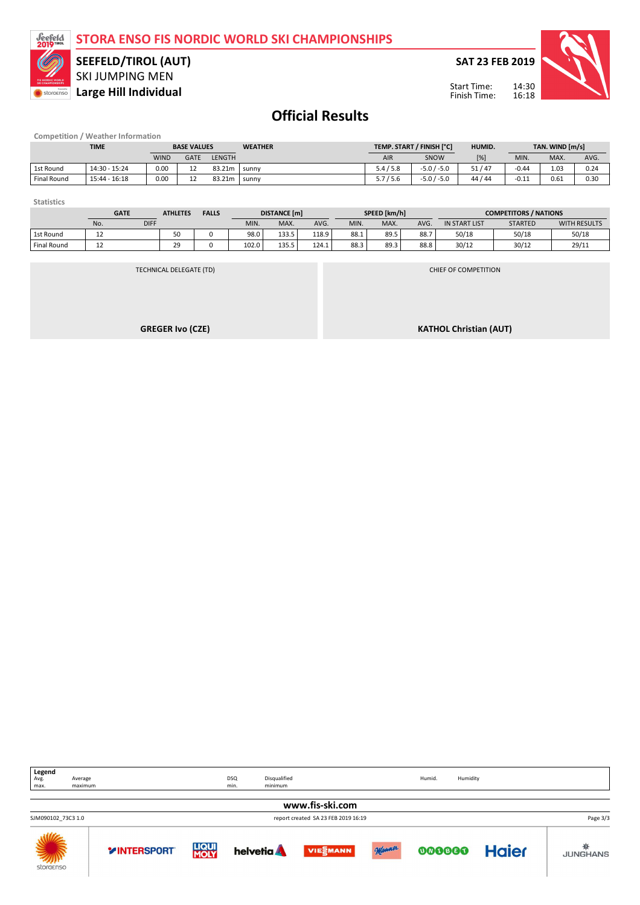# STORA ENSO FIS NORDIC WORLD SKI CHAMPIONSHIPS

## SEEFELD/TIROL (AUT)

SKI JUMPING MEN

**Large Hill Individual**

**SAT 23 FEB 2019**

Start Time: 14:30
Finish Time: 16:18

# Official Results

### Competition / Weather Information

| TIME | | BASE VALUES | | | WEATHER | TEMP. START / FINISH [°C] | | HUMID. | TAN. WIND [m/s] | | |
|---|---|---|---|---|---|---|---|---|---|---|---|
| | | WIND | GATE | LENGTH | | AIR | SNOW | [%] | MIN. | MAX. | AVG. |
| 1st Round | 14:30 - 15:24 | 0.00 | 12 | 83.21m | sunny | 5.4 / 5.8 | -5.0 / -5.0 | 51 / 47 | -0.44 | 1.03 | 0.24 |
| Final Round | 15:44 - 16:18 | 0.00 | 12 | 83.21m | sunny | 5.7 / 5.6 | -5.0 / -5.0 | 44 / 44 | -0.11 | 0.61 | 0.30 |

### Statistics

| | GATE | | ATHLETES | FALLS | DISTANCE [m] | | | SPEED [km/h] | | | COMPETITORS / NATIONS | | |
|---|---|---|---|---|---|---|---|---|---|---|---|---|---|
| | No. | DIFF | | | MIN. | MAX. | AVG. | MIN. | MAX. | AVG. | IN START LIST | STARTED | WITH RESULTS |
| 1st Round | 12 | | 50 | 0 | 98.0 | 133.5 | 118.9 | 88.1 | 89.5 | 88.7 | 50/18 | 50/18 | 50/18 |
| Final Round | 12 | | 29 | 0 | 102.0 | 135.5 | 124.1 | 88.3 | 89.3 | 88.8 | 30/12 | 30/12 | 29/11 |

TECHNICAL DELEGATE (TD)

**GREGER Ivo (CZE)**

CHIEF OF COMPETITION

**KATHOL Christian (AUT)**

**Legend**

| | | | | | |
|---|---|---|---|---|---|
| Avg. | Average | DSQ | Disqualified | Humid. | Humidity |
| max. | maximum | min. | minimum | | |

www.fis-ski.com

SJM090102_73C3 1.0 report created SA 23 FEB 2019 16:19